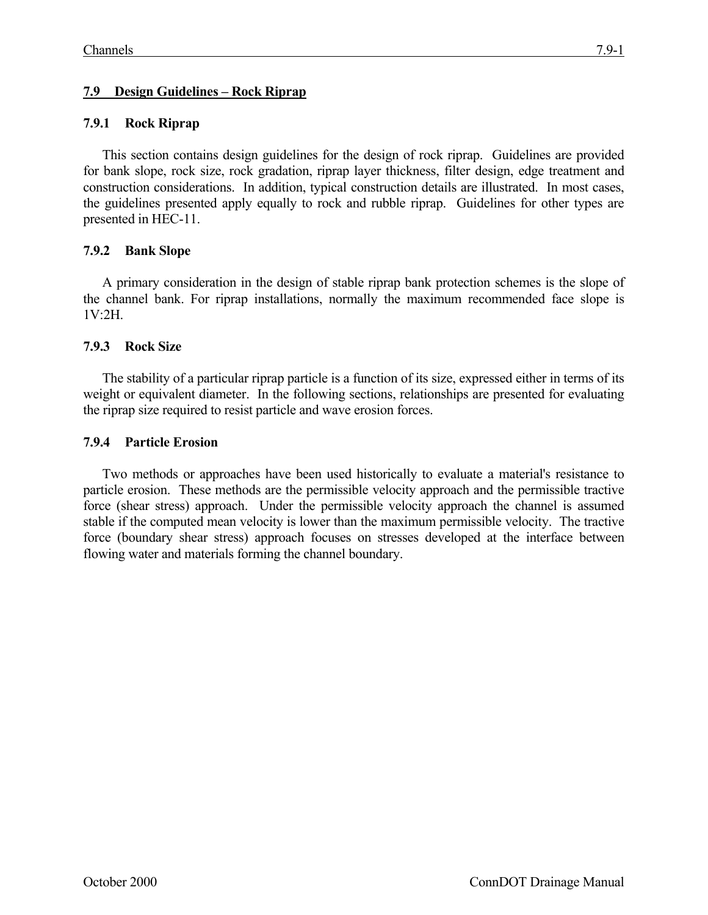## 7.9 Design Guidelines – Rock Riprap

### 7.9.1 Rock Riprap

This section contains design guidelines for the design of rock riprap. Guidelines are provided for bank slope, rock size, rock gradation, riprap layer thickness, filter design, edge treatment and construction considerations. In addition, typical construction details are illustrated. In most cases, the guidelines presented apply equally to rock and rubble riprap. Guidelines for other types are presented in HEC-11.

### 7.9.2 Bank Slope

A primary consideration in the design of stable riprap bank protection schemes is the slope of the channel bank. For riprap installations, normally the maximum recommended face slope is 1V:2H.

### 7.9.3 Rock Size

The stability of a particular riprap particle is a function of its size, expressed either in terms of its weight or equivalent diameter. In the following sections, relationships are presented for evaluating the riprap size required to resist particle and wave erosion forces.

### 7.9.4 Particle Erosion

Two methods or approaches have been used historically to evaluate a material's resistance to particle erosion. These methods are the permissible velocity approach and the permissible tractive force (shear stress) approach. Under the permissible velocity approach the channel is assumed stable if the computed mean velocity is lower than the maximum permissible velocity. The tractive force (boundary shear stress) approach focuses on stresses developed at the interface between flowing water and materials forming the channel boundary.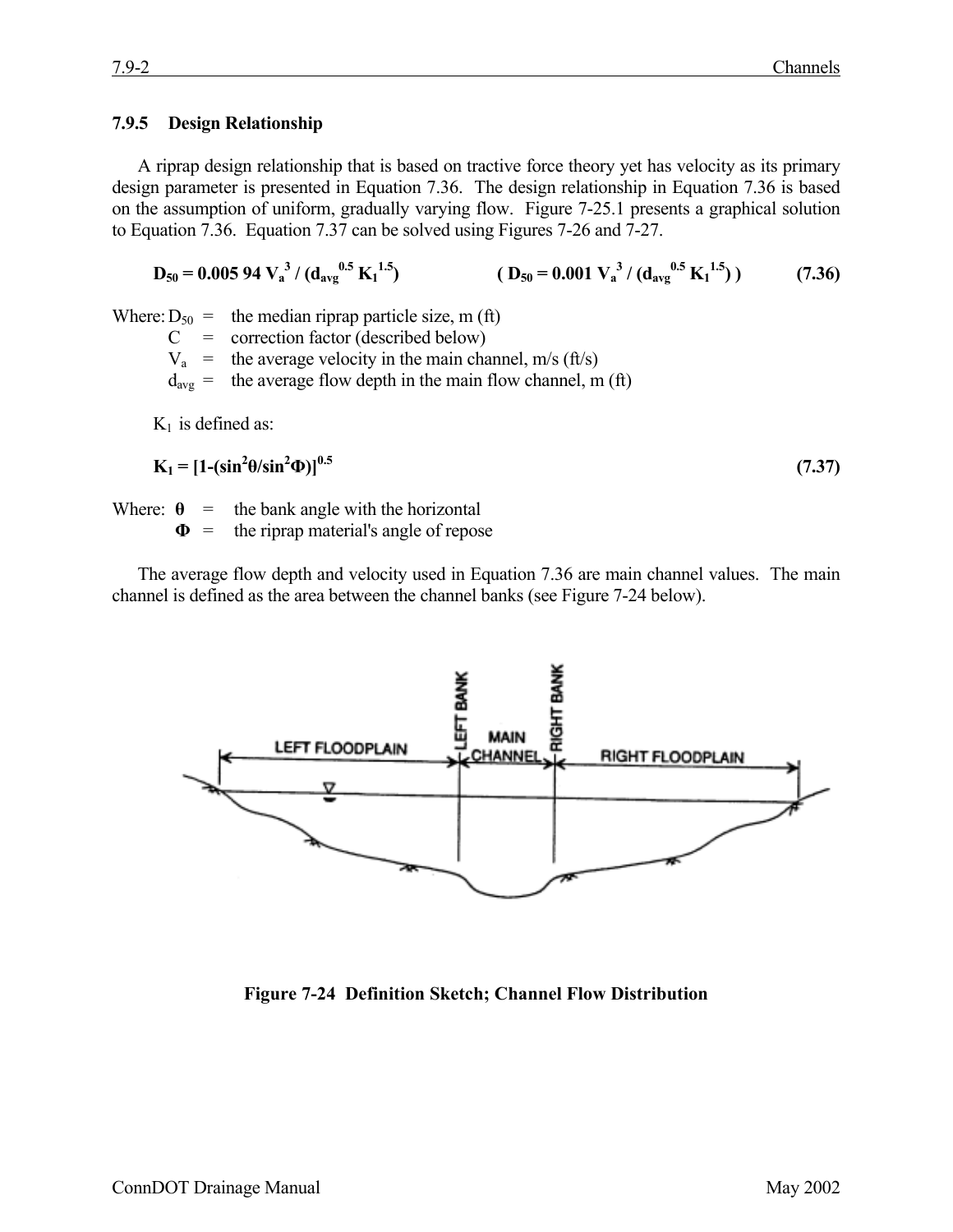### 7.9.5 Design Relationship

A riprap design relationship that is based on tractive force theory yet has velocity as its primary design parameter is presented in Equation 7.36. The design relationship in Equation 7.36 is based on the assumption of uniform, gradually varying flow. Figure 7-25.1 presents a graphical solution to Equation 7.36. Equation 7.37 can be solved using Figures 7-26 and 7-27.

$$D_{50} = 0.005\,94\, V_a^{3} / (d_{avg}^{0.5}\, K_1^{1.5}) \qquad ( D_{50} = 0.001\, V_a^{3} / (d_{avg}^{0.5}\, K_1^{1.5}) ) \qquad (7.36)$$

Where:
- $D_{50}$ = the median riprap particle size, m (ft)
- $C$ = correction factor (described below)
- $V_a$ = the average velocity in the main channel, m/s (ft/s)
- $d_{avg}$ = the average flow depth in the main flow channel, m (ft)

$K_1$ is defined as:

$$K_1 = [1-(\sin^2\theta/\sin^2\Phi)]^{0.5} \qquad (7.37)$$

Where:
- $\theta$ = the bank angle with the horizontal
- $\Phi$ = the riprap material's angle of repose

The average flow depth and velocity used in Equation 7.36 are main channel values. The main channel is defined as the area between the channel banks (see Figure 7-24 below).

**Figure 7-24 Definition Sketch; Channel Flow Distribution**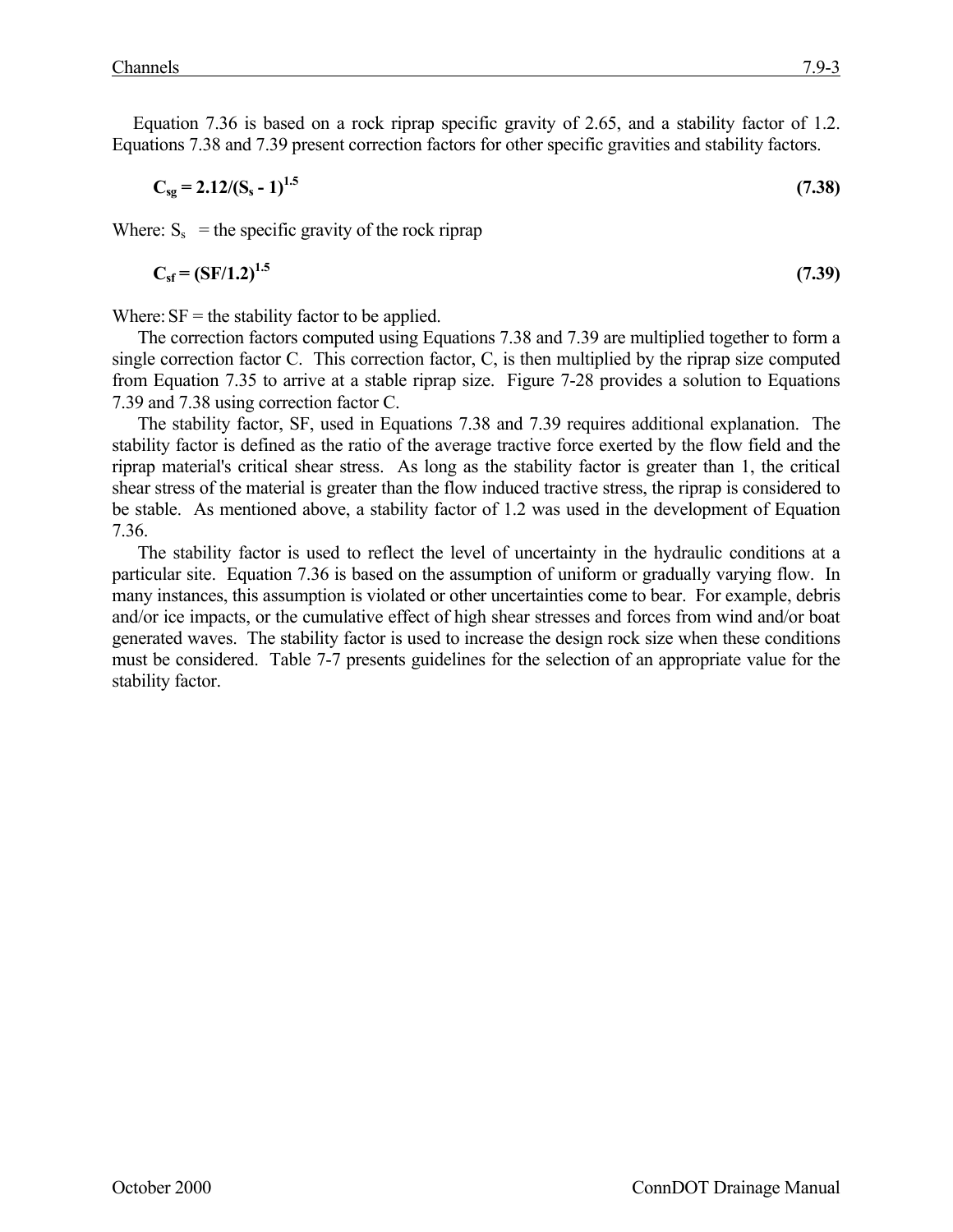Equation 7.36 is based on a rock riprap specific gravity of 2.65, and a stability factor of 1.2. Equations 7.38 and 7.39 present correction factors for other specific gravities and stability factors.

$$C_{sg} = 2.12/(S_s - 1)^{1.5} \tag{7.38}$$

Where: $S_s$ = the specific gravity of the rock riprap

$$C_{sf} = (SF/1.2)^{1.5} \tag{7.39}$$

Where: SF = the stability factor to be applied.

The correction factors computed using Equations 7.38 and 7.39 are multiplied together to form a single correction factor C. This correction factor, C, is then multiplied by the riprap size computed from Equation 7.35 to arrive at a stable riprap size. Figure 7-28 provides a solution to Equations 7.39 and 7.38 using correction factor C.

The stability factor, SF, used in Equations 7.38 and 7.39 requires additional explanation. The stability factor is defined as the ratio of the average tractive force exerted by the flow field and the riprap material's critical shear stress. As long as the stability factor is greater than 1, the critical shear stress of the material is greater than the flow induced tractive stress, the riprap is considered to be stable. As mentioned above, a stability factor of 1.2 was used in the development of Equation 7.36.

The stability factor is used to reflect the level of uncertainty in the hydraulic conditions at a particular site. Equation 7.36 is based on the assumption of uniform or gradually varying flow. In many instances, this assumption is violated or other uncertainties come to bear. For example, debris and/or ice impacts, or the cumulative effect of high shear stresses and forces from wind and/or boat generated waves. The stability factor is used to increase the design rock size when these conditions must be considered. Table 7-7 presents guidelines for the selection of an appropriate value for the stability factor.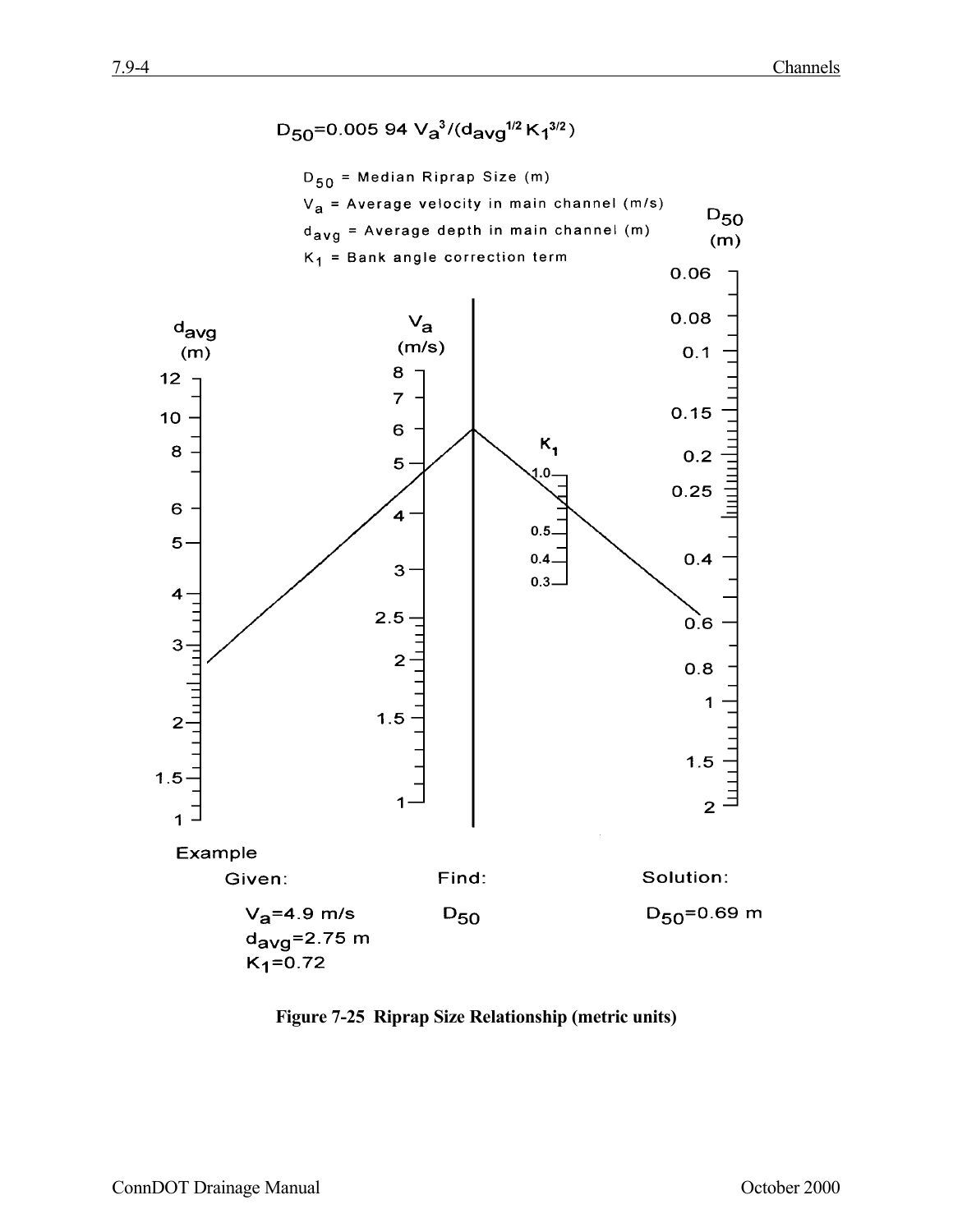$$D_{50} = 0.005\,94\, V_a^3 / (d_{avg}^{1/2} K_1^{3/2})$$

$D_{50}$ = Median Riprap Size (m)

$V_a$ = Average velocity in main channel (m/s)

$d_{avg}$ = Average depth in main channel (m)

$K_1$ = Bank angle correction term

$d_{avg}$ (m): 12, 10, 8, 6, 5, 4, 3, 2, 1.5, 1

$V_a$ (m/s): 8, 7, 6, 5, 4, 3, 2.5, 2, 1.5, 1

$K_1$: 1.0, 0.5, 0.4, 0.3

$D_{50}$ (m): 0.06, 0.08, 0.1, 0.15, 0.2, 0.25, 0.4, 0.6, 0.8, 1, 1.5, 2

**Example**

| Given: | Find: | Solution: |
|---|---|---|
| $V_a$=4.9 m/s | $D_{50}$ | $D_{50}$=0.69 m |
| $d_{avg}$=2.75 m | | |
| $K_1$=0.72 | | |

**Figure 7-25 Riprap Size Relationship (metric units)**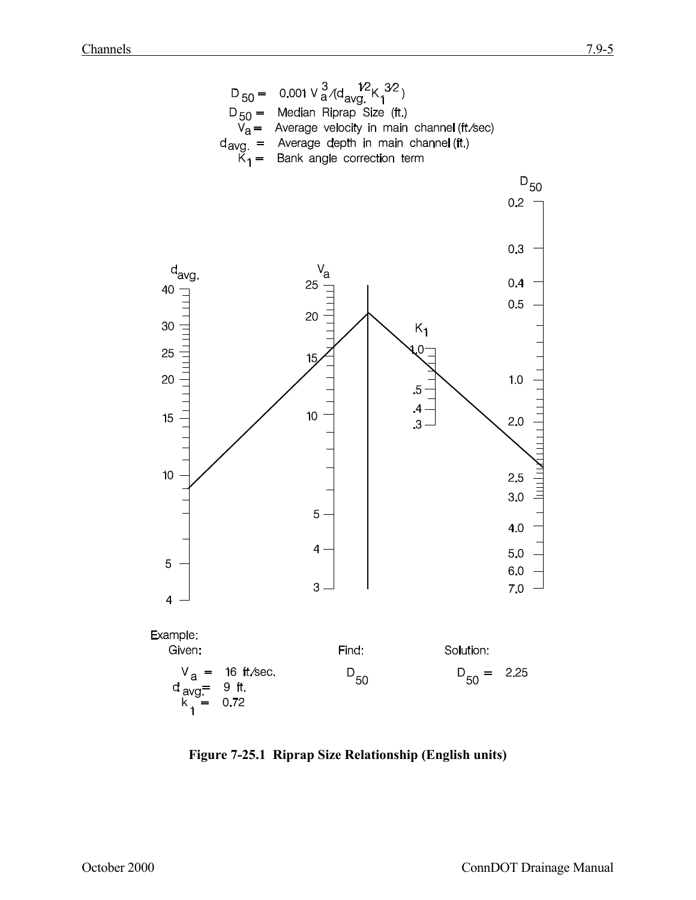$$D_{50} = 0.001\, V_a^{3} / (d_{avg.}^{1/2} K_1^{3/2})$$

$D_{50}$ = Median Riprap Size (ft.)

$V_a$ = Average velocity in main channel (ft./sec)

$d_{avg.}$ = Average depth in main channel (ft.)

$K_1$ = Bank angle correction term

Example:

Given:

$V_a$ = 16 ft./sec.

$d_{avg.}$ = 9 ft.

$k_1$ = 0.72

Find:

$D_{50}$

Solution:

$D_{50}$ = 2.25

**Figure 7-25.1 Riprap Size Relationship (English units)**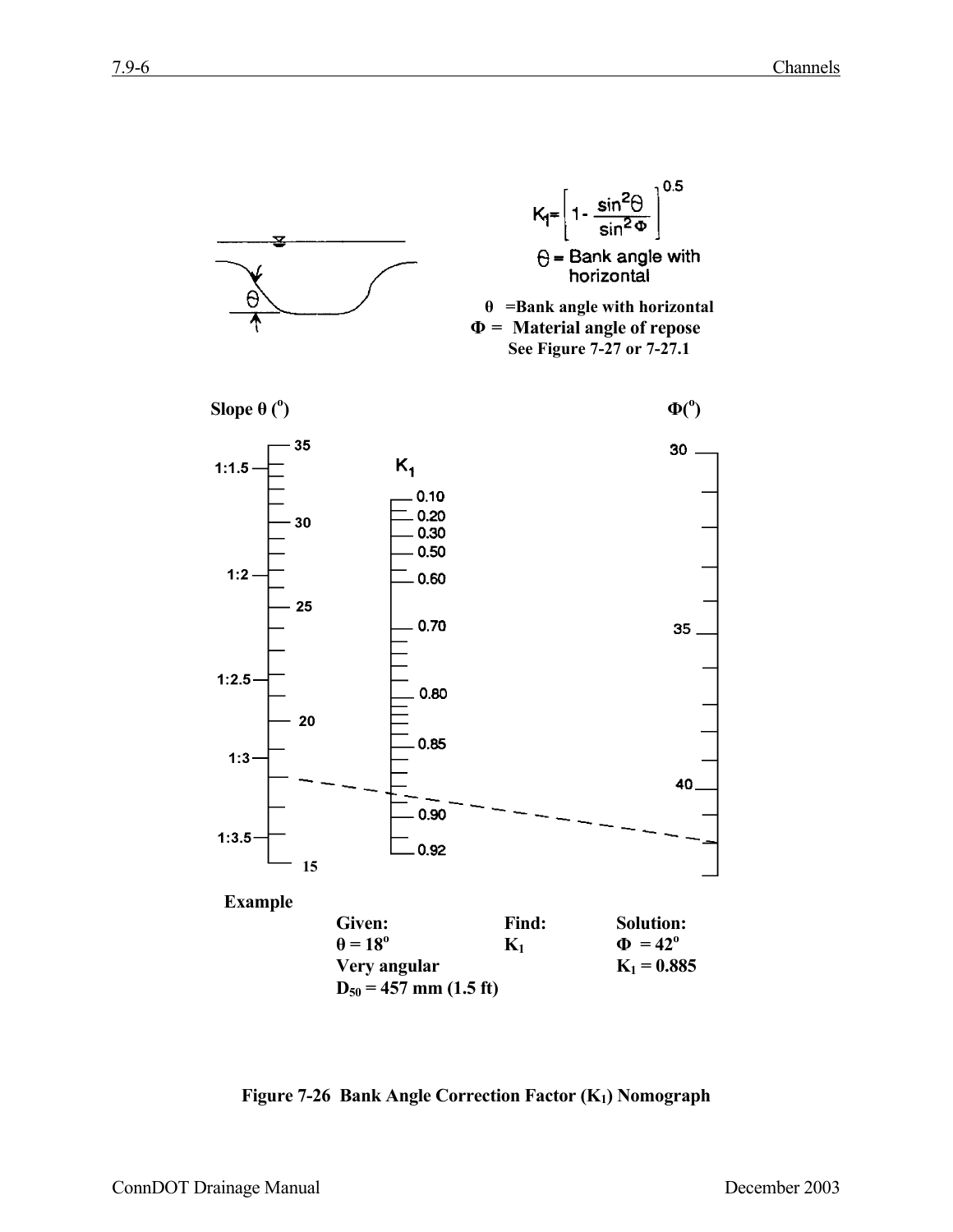$$K_1 = \left[1 - \frac{\sin^2\theta}{\sin^2\Phi}\right]^{0.5}$$

$\theta$ = Bank angle with horizontal

**$\theta$ =Bank angle with horizontal**

**$\Phi$ = Material angle of repose**

**See Figure 7-27 or 7-27.1**

**Slope $\theta$ ($^o$)** | $K_1$ | **$\Phi$($^o$)**

**Example**

| Given: | Find: | Solution: |
|---|---|---|
| $\theta = 18^o$ | $K_1$ | $\Phi = 42^o$ |
| Very angular | | $K_1 = 0.885$ |
| $D_{50}$ = 457 mm (1.5 ft) | | |

**Figure 7-26 Bank Angle Correction Factor ($K_1$) Nomograph**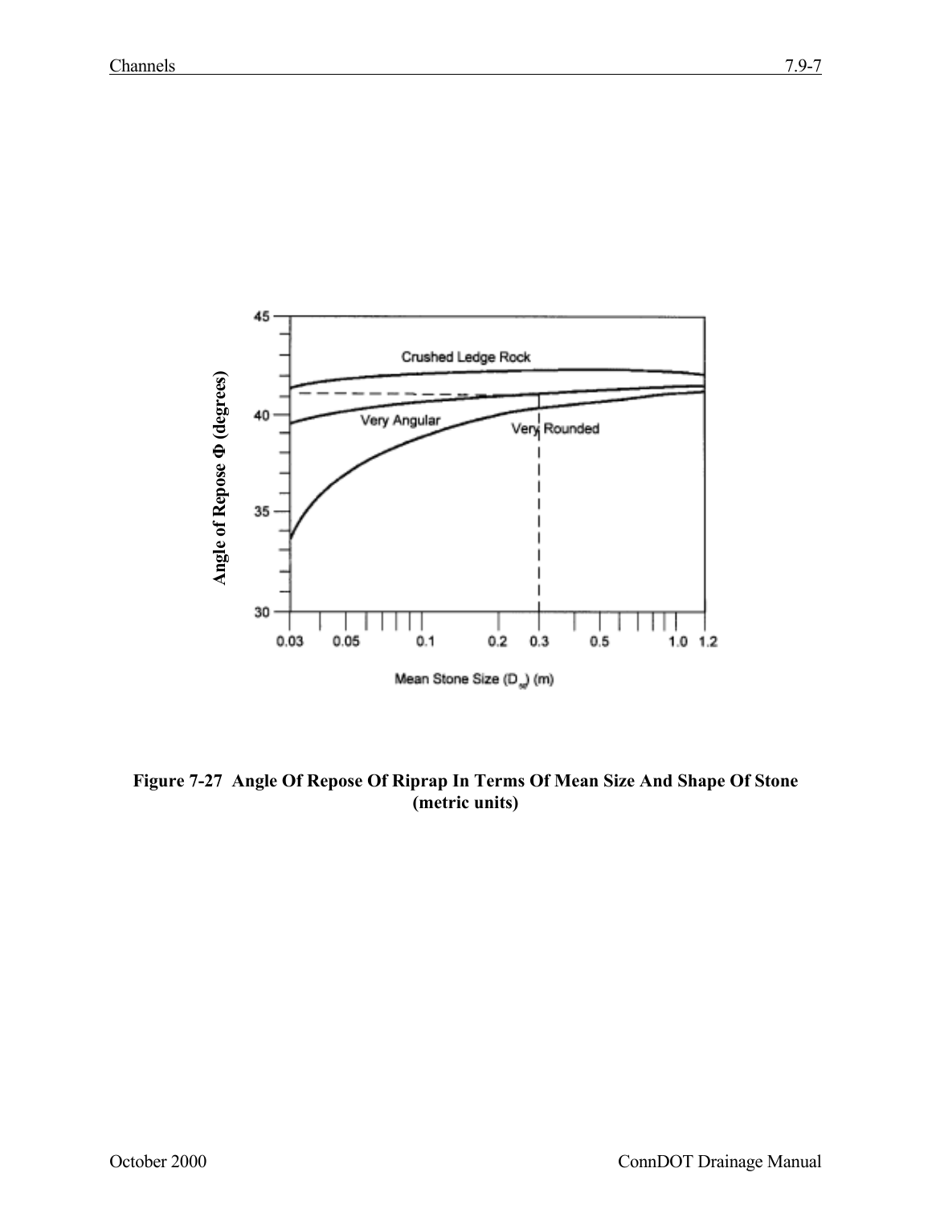**Figure 7-27  Angle Of Repose Of Riprap In Terms Of Mean Size And Shape Of Stone (metric units)**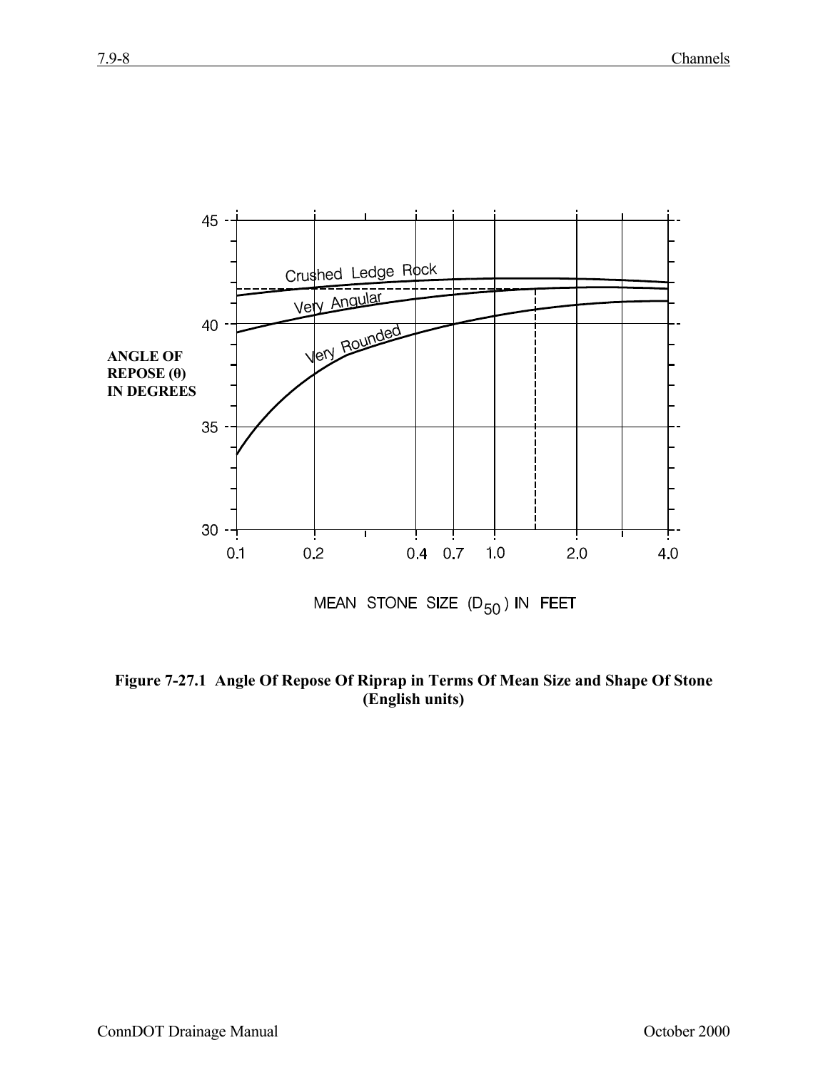ANGLE OF REPOSE (θ) IN DEGREES

Crushed Ledge Rock

Very Angular

Very Rounded

MEAN STONE SIZE ($D_{50}$) IN FEET

**Figure 7-27.1 Angle Of Repose Of Riprap in Terms Of Mean Size and Shape Of Stone (English units)**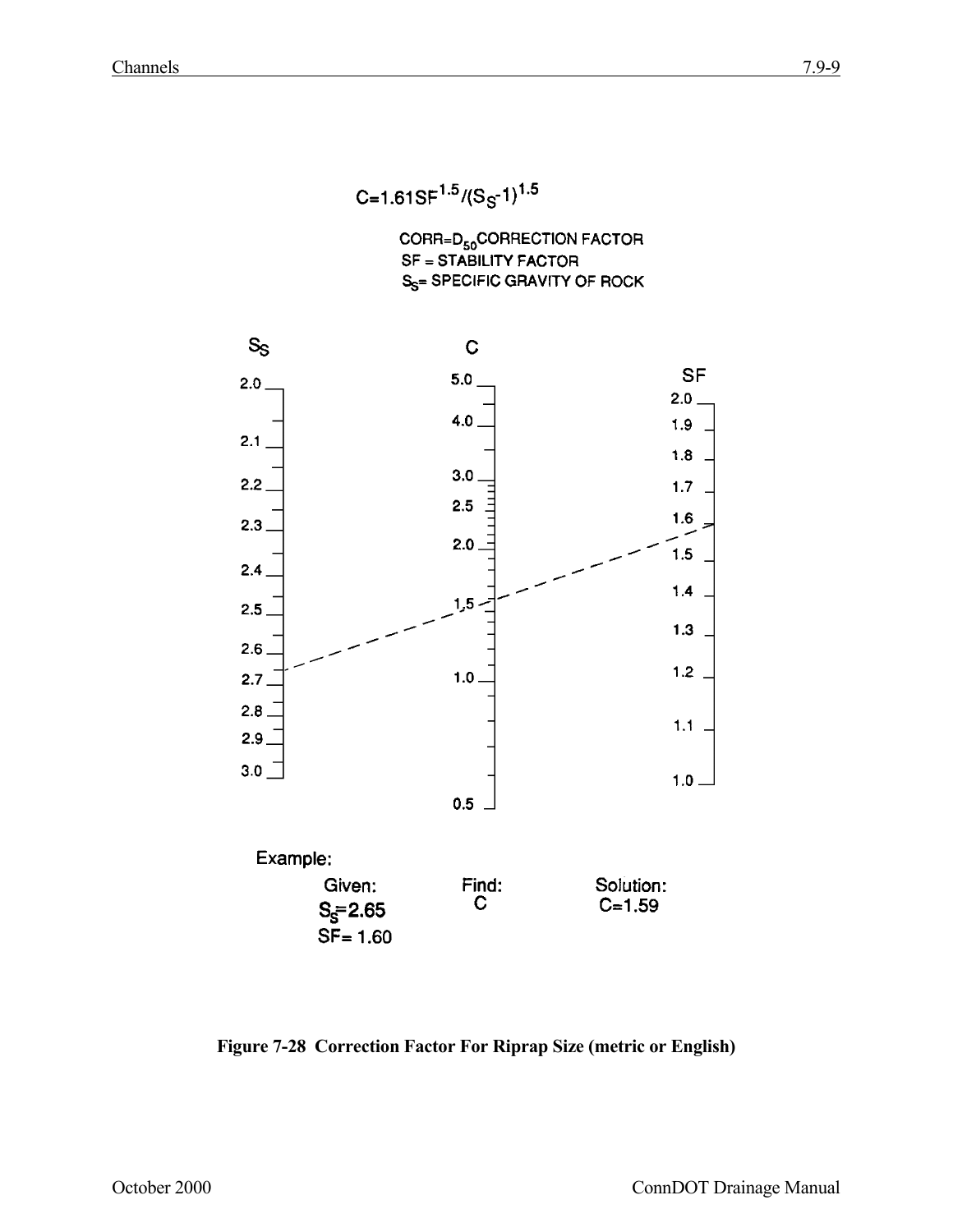$$C = 1.61 SF^{1.5} / (S_S - 1)^{1.5}$$

CORR = $D_{50}$ CORRECTION FACTOR
SF = STABILITY FACTOR
$S_S$ = SPECIFIC GRAVITY OF ROCK

$S_S$: 2.0, 2.1, 2.2, 2.3, 2.4, 2.5, 2.6, 2.7, 2.8, 2.9, 3.0

C: 5.0, 4.0, 3.0, 2.5, 2.0, 1.5, 1.0, 0.5

SF: 2.0, 1.9, 1.8, 1.7, 1.6, 1.5, 1.4, 1.3, 1.2, 1.1, 1.0

Example:

| Given: | Find: | Solution: |
|---|---|---|
| $S_S$ = 2.65 | C | C = 1.59 |
| SF = 1.60 | | |

**Figure 7-28 Correction Factor For Riprap Size (metric or English)**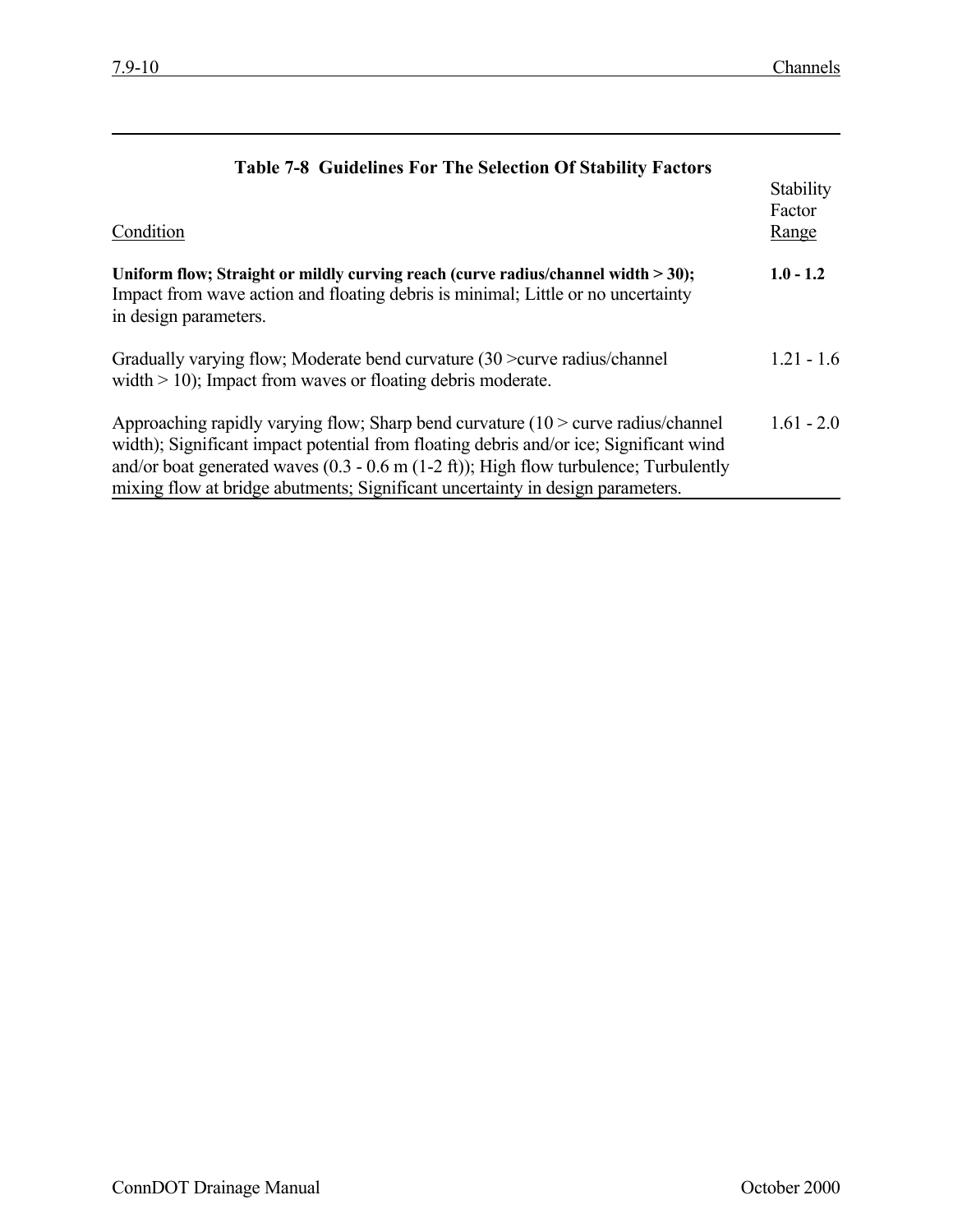**Table 7-8 Guidelines For The Selection Of Stability Factors**

| Condition | Stability Factor Range |
| --- | --- |
| **Uniform flow; Straight or mildly curving reach (curve radius/channel width > 30);** Impact from wave action and floating debris is minimal; Little or no uncertainty in design parameters. | **1.0 - 1.2** |
| Gradually varying flow; Moderate bend curvature (30 >curve radius/channel width > 10); Impact from waves or floating debris moderate. | 1.21 - 1.6 |
| Approaching rapidly varying flow; Sharp bend curvature (10 > curve radius/channel width); Significant impact potential from floating debris and/or ice; Significant wind and/or boat generated waves (0.3 - 0.6 m (1-2 ft)); High flow turbulence; Turbulently mixing flow at bridge abutments; Significant uncertainty in design parameters. | 1.61 - 2.0 |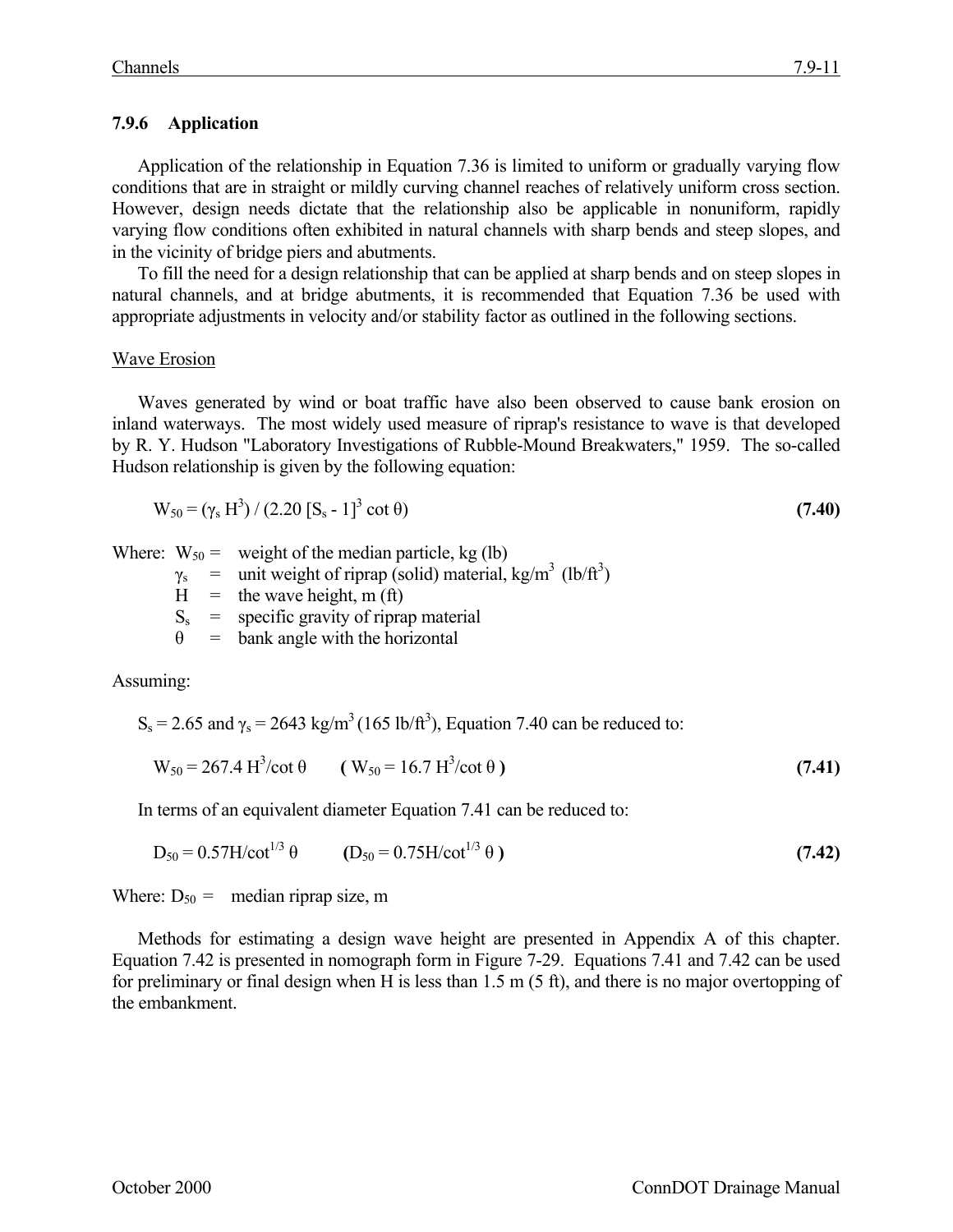### 7.9.6 Application

Application of the relationship in Equation 7.36 is limited to uniform or gradually varying flow conditions that are in straight or mildly curving channel reaches of relatively uniform cross section. However, design needs dictate that the relationship also be applicable in nonuniform, rapidly varying flow conditions often exhibited in natural channels with sharp bends and steep slopes, and in the vicinity of bridge piers and abutments.

To fill the need for a design relationship that can be applied at sharp bends and on steep slopes in natural channels, and at bridge abutments, it is recommended that Equation 7.36 be used with appropriate adjustments in velocity and/or stability factor as outlined in the following sections.

Wave Erosion

Waves generated by wind or boat traffic have also been observed to cause bank erosion on inland waterways. The most widely used measure of riprap's resistance to wave is that developed by R. Y. Hudson "Laboratory Investigations of Rubble-Mound Breakwaters," 1959. The so-called Hudson relationship is given by the following equation:

$$W_{50} = (\gamma_s H^3) / (2.20 [S_s - 1]^3 \cot \theta) \quad \textbf{(7.40)}$$

Where:
- $W_{50}$ = weight of the median particle, kg (lb)
- $\gamma_s$ = unit weight of riprap (solid) material, kg/m$^3$ (lb/ft$^3$)
- $H$ = the wave height, m (ft)
- $S_s$ = specific gravity of riprap material
- $\theta$ = bank angle with the horizontal

Assuming:

$S_s = 2.65$ and $\gamma_s = 2643$ kg/m$^3$ (165 lb/ft$^3$), Equation 7.40 can be reduced to:

$$W_{50} = 267.4\ H^3/\cot \theta \qquad (W_{50} = 16.7\ H^3/\cot \theta) \quad \textbf{(7.41)}$$

In terms of an equivalent diameter Equation 7.41 can be reduced to:

$$D_{50} = 0.57H/\cot^{1/3} \theta \qquad (D_{50} = 0.75H/\cot^{1/3} \theta) \quad \textbf{(7.42)}$$

Where: $D_{50}$ = median riprap size, m

Methods for estimating a design wave height are presented in Appendix A of this chapter. Equation 7.42 is presented in nomograph form in Figure 7-29. Equations 7.41 and 7.42 can be used for preliminary or final design when H is less than 1.5 m (5 ft), and there is no major overtopping of the embankment.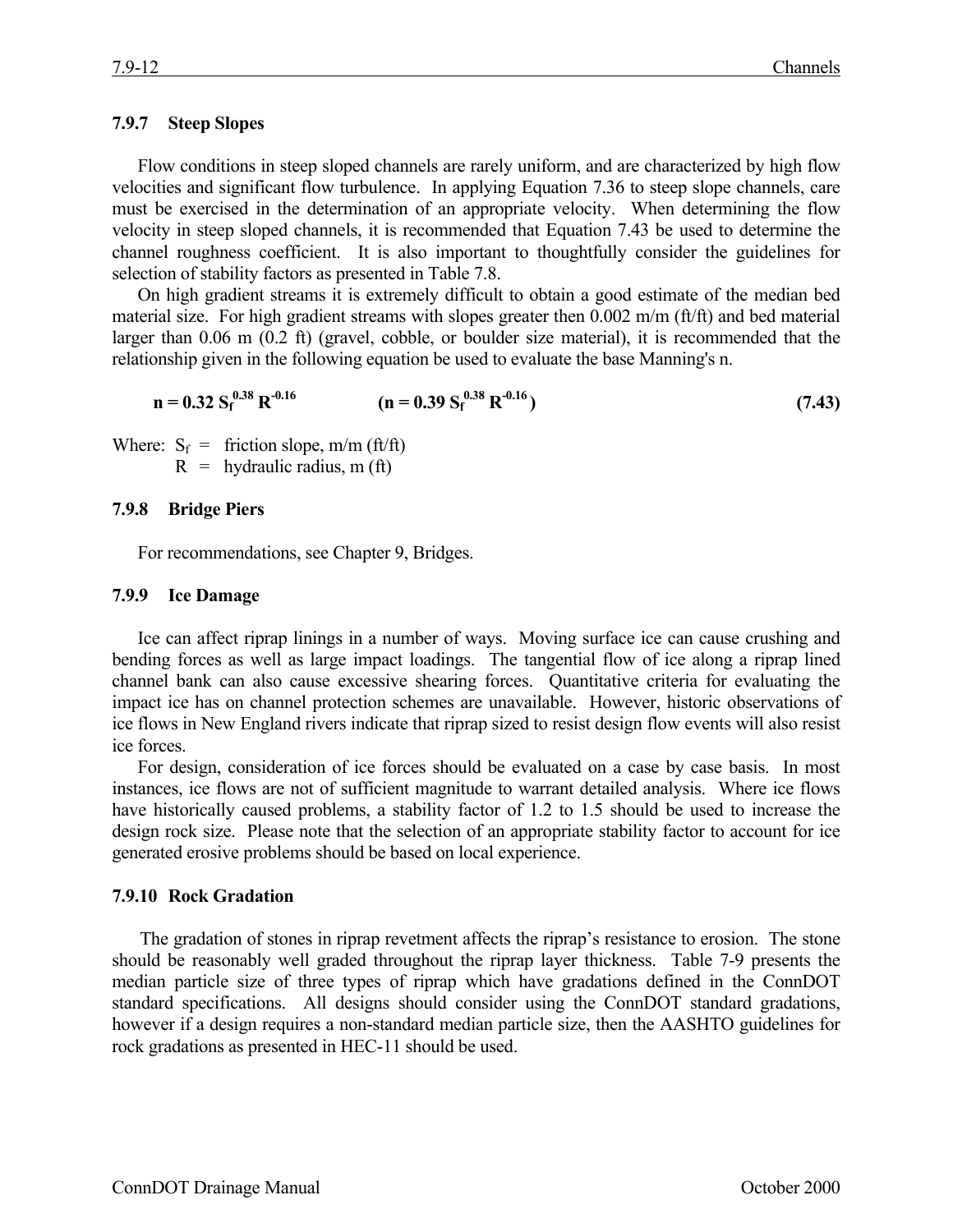### 7.9.7 Steep Slopes

Flow conditions in steep sloped channels are rarely uniform, and are characterized by high flow velocities and significant flow turbulence. In applying Equation 7.36 to steep slope channels, care must be exercised in the determination of an appropriate velocity. When determining the flow velocity in steep sloped channels, it is recommended that Equation 7.43 be used to determine the channel roughness coefficient. It is also important to thoughtfully consider the guidelines for selection of stability factors as presented in Table 7.8.

On high gradient streams it is extremely difficult to obtain a good estimate of the median bed material size. For high gradient streams with slopes greater then 0.002 m/m (ft/ft) and bed material larger than 0.06 m (0.2 ft) (gravel, cobble, or boulder size material), it is recommended that the relationship given in the following equation be used to evaluate the base Manning's n.

$$\mathbf{n = 0.32\, S_f^{0.38}\, R^{-0.16} \qquad (n = 0.39\, S_f^{0.38}\, R^{-0.16})} \qquad \mathbf{(7.43)}$$

Where: $S_f$ = friction slope, m/m (ft/ft)
$R$ = hydraulic radius, m (ft)

### 7.9.8 Bridge Piers

For recommendations, see Chapter 9, Bridges.

### 7.9.9 Ice Damage

Ice can affect riprap linings in a number of ways. Moving surface ice can cause crushing and bending forces as well as large impact loadings. The tangential flow of ice along a riprap lined channel bank can also cause excessive shearing forces. Quantitative criteria for evaluating the impact ice has on channel protection schemes are unavailable. However, historic observations of ice flows in New England rivers indicate that riprap sized to resist design flow events will also resist ice forces.

For design, consideration of ice forces should be evaluated on a case by case basis. In most instances, ice flows are not of sufficient magnitude to warrant detailed analysis. Where ice flows have historically caused problems, a stability factor of 1.2 to 1.5 should be used to increase the design rock size. Please note that the selection of an appropriate stability factor to account for ice generated erosive problems should be based on local experience.

### 7.9.10 Rock Gradation

The gradation of stones in riprap revetment affects the riprap's resistance to erosion. The stone should be reasonably well graded throughout the riprap layer thickness. Table 7-9 presents the median particle size of three types of riprap which have gradations defined in the ConnDOT standard specifications. All designs should consider using the ConnDOT standard gradations, however if a design requires a non-standard median particle size, then the AASHTO guidelines for rock gradations as presented in HEC-11 should be used.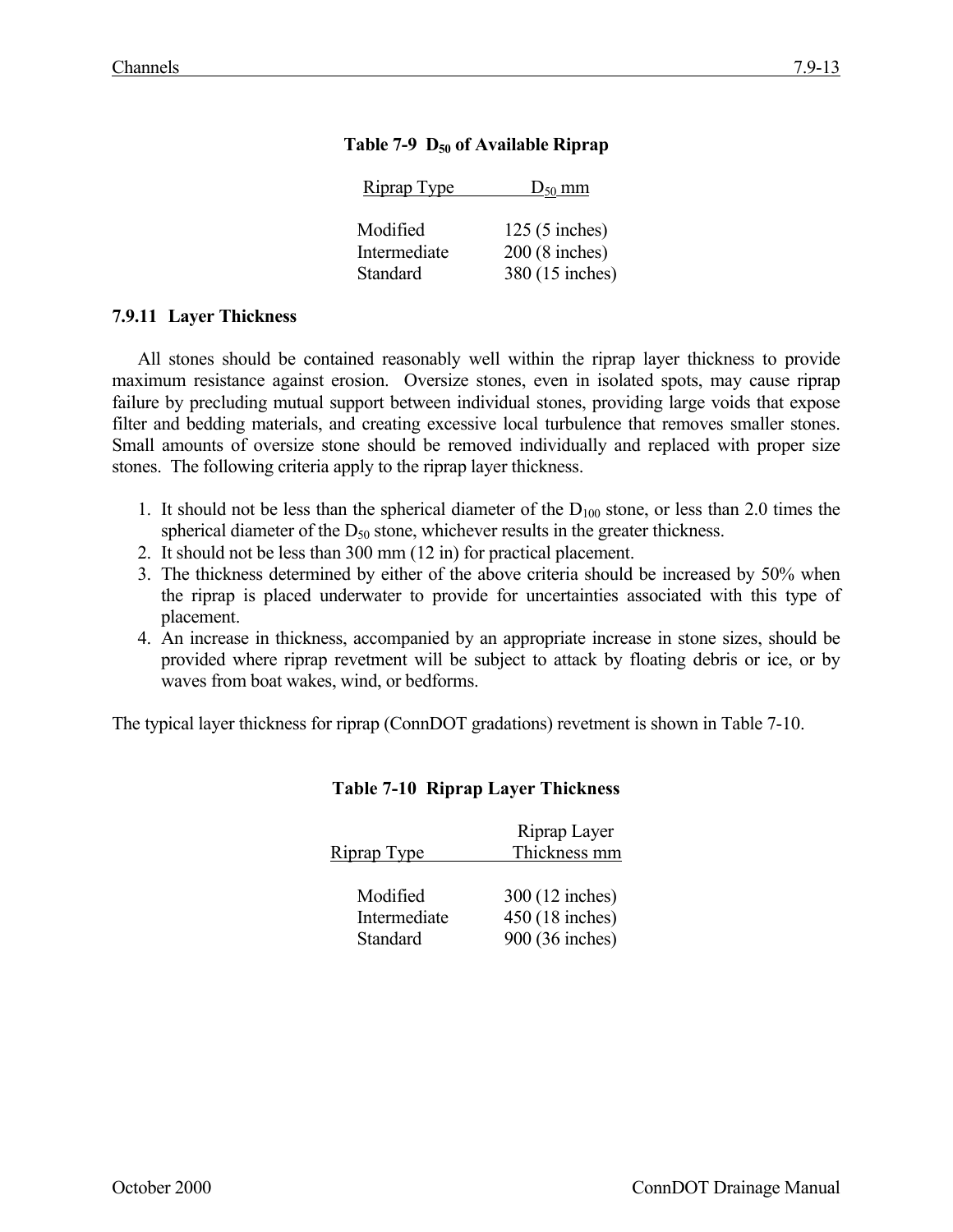**Table 7-9 $D_{50}$ of Available Riprap**

| Riprap Type | $D_{50}$ mm |
|---|---|
| Modified | 125 (5 inches) |
| Intermediate | 200 (8 inches) |
| Standard | 380 (15 inches) |

### 7.9.11 Layer Thickness

All stones should be contained reasonably well within the riprap layer thickness to provide maximum resistance against erosion. Oversize stones, even in isolated spots, may cause riprap failure by precluding mutual support between individual stones, providing large voids that expose filter and bedding materials, and creating excessive local turbulence that removes smaller stones. Small amounts of oversize stone should be removed individually and replaced with proper size stones. The following criteria apply to the riprap layer thickness.

1. It should not be less than the spherical diameter of the $D_{100}$ stone, or less than 2.0 times the spherical diameter of the $D_{50}$ stone, whichever results in the greater thickness.
2. It should not be less than 300 mm (12 in) for practical placement.
3. The thickness determined by either of the above criteria should be increased by 50% when the riprap is placed underwater to provide for uncertainties associated with this type of placement.
4. An increase in thickness, accompanied by an appropriate increase in stone sizes, should be provided where riprap revetment will be subject to attack by floating debris or ice, or by waves from boat wakes, wind, or bedforms.

The typical layer thickness for riprap (ConnDOT gradations) revetment is shown in Table 7-10.

**Table 7-10 Riprap Layer Thickness**

| Riprap Type | Riprap Layer Thickness mm |
|---|---|
| Modified | 300 (12 inches) |
| Intermediate | 450 (18 inches) |
| Standard | 900 (36 inches) |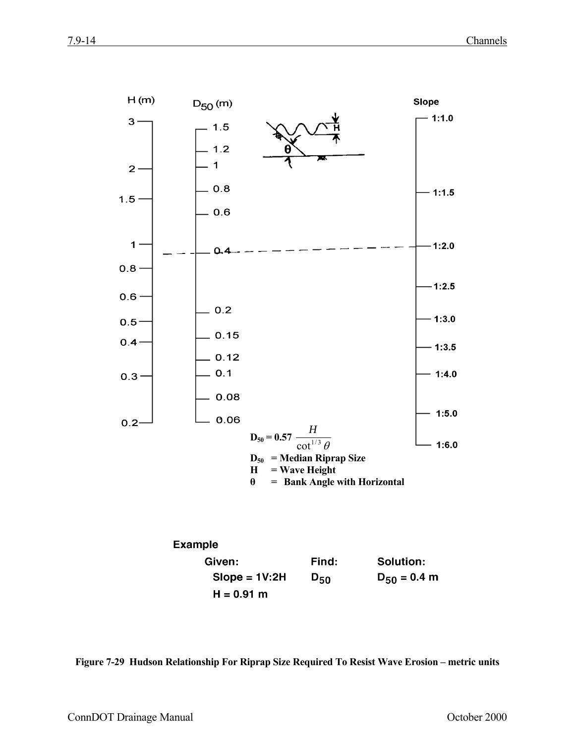H (m): 3, 2, 1.5, 1, 0.8, 0.6, 0.5, 0.4, 0.3, 0.2

$D_{50}$ (m): 1.5, 1.2, 1, 0.8, 0.6, 0.4, 0.2, 0.15, 0.12, 0.1, 0.08, 0.06

Slope: 1:1.0, 1:1.5, 1:2.0, 1:2.5, 1:3.0, 1:3.5, 1:4.0, 1:5.0, 1:6.0

$$D_{50} = 0.57 \frac{H}{\cot^{1/3} \theta}$$

**$D_{50}$ = Median Riprap Size**
**H = Wave Height**
**θ = Bank Angle with Horizontal**

**Example**

| Given: | Find: | Solution: |
|---|---|---|
| Slope = 1V:2H | $D_{50}$ | $D_{50}$ = 0.4 m |
| H = 0.91 m | | |

**Figure 7-29 Hudson Relationship For Riprap Size Required To Resist Wave Erosion – metric units**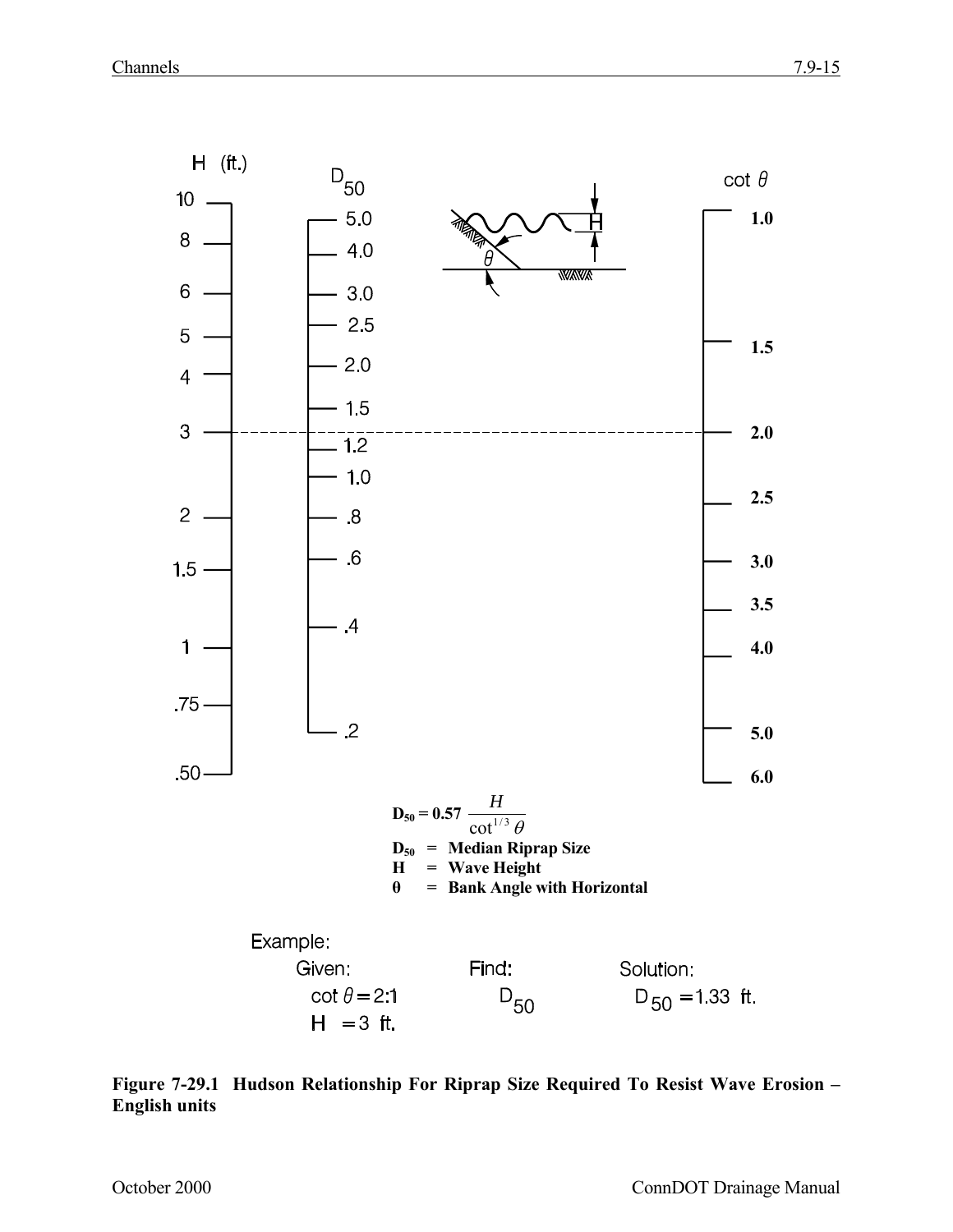H (ft.)

D50

cot θ

$$D_{50} = 0.57 \frac{H}{\cot^{1/3} \theta}$$

**$D_{50}$ = Median Riprap Size**

**H = Wave Height**

**θ = Bank Angle with Horizontal**

Example:

Given: $\cot \theta = 2{:}1$, $H = 3$ ft.

Find: $D_{50}$

Solution: $D_{50} = 1.33$ ft.

**Figure 7-29.1 Hudson Relationship For Riprap Size Required To Resist Wave Erosion – English units**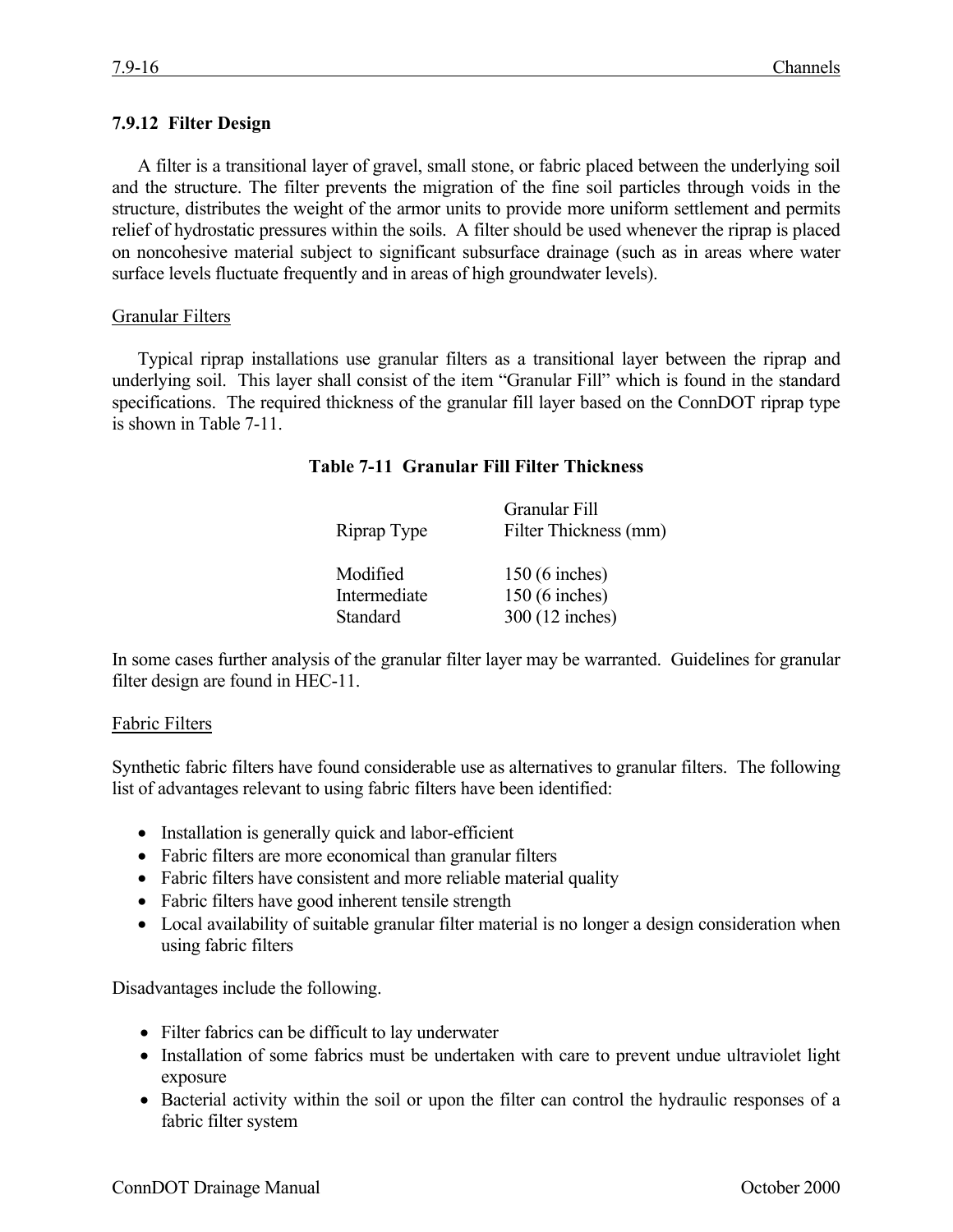### 7.9.12 Filter Design

A filter is a transitional layer of gravel, small stone, or fabric placed between the underlying soil and the structure. The filter prevents the migration of the fine soil particles through voids in the structure, distributes the weight of the armor units to provide more uniform settlement and permits relief of hydrostatic pressures within the soils. A filter should be used whenever the riprap is placed on noncohesive material subject to significant subsurface drainage (such as in areas where water surface levels fluctuate frequently and in areas of high groundwater levels).

Granular Filters

Typical riprap installations use granular filters as a transitional layer between the riprap and underlying soil. This layer shall consist of the item "Granular Fill" which is found in the standard specifications. The required thickness of the granular fill layer based on the ConnDOT riprap type is shown in Table 7-11.

**Table 7-11 Granular Fill Filter Thickness**

| Riprap Type | Granular Fill Filter Thickness (mm) |
|---|---|
| Modified | 150 (6 inches) |
| Intermediate | 150 (6 inches) |
| Standard | 300 (12 inches) |

In some cases further analysis of the granular filter layer may be warranted. Guidelines for granular filter design are found in HEC-11.

Fabric Filters

Synthetic fabric filters have found considerable use as alternatives to granular filters. The following list of advantages relevant to using fabric filters have been identified:

- Installation is generally quick and labor-efficient
- Fabric filters are more economical than granular filters
- Fabric filters have consistent and more reliable material quality
- Fabric filters have good inherent tensile strength
- Local availability of suitable granular filter material is no longer a design consideration when using fabric filters

Disadvantages include the following.

- Filter fabrics can be difficult to lay underwater
- Installation of some fabrics must be undertaken with care to prevent undue ultraviolet light exposure
- Bacterial activity within the soil or upon the filter can control the hydraulic responses of a fabric filter system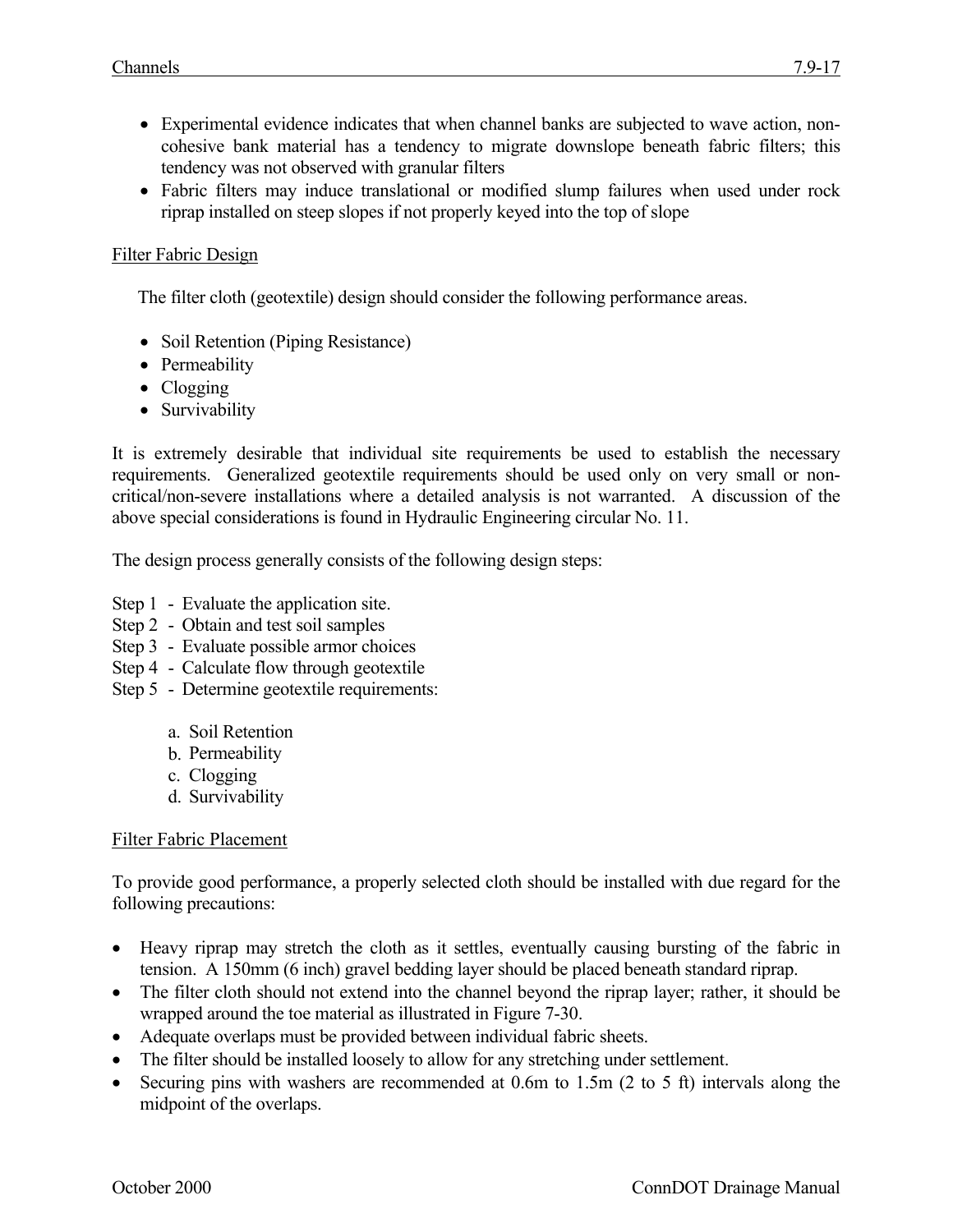- Experimental evidence indicates that when channel banks are subjected to wave action, non-cohesive bank material has a tendency to migrate downslope beneath fabric filters; this tendency was not observed with granular filters
- Fabric filters may induce translational or modified slump failures when used under rock riprap installed on steep slopes if not properly keyed into the top of slope

Filter Fabric Design

The filter cloth (geotextile) design should consider the following performance areas.

- Soil Retention (Piping Resistance)
- Permeability
- Clogging
- Survivability

It is extremely desirable that individual site requirements be used to establish the necessary requirements. Generalized geotextile requirements should be used only on very small or non-critical/non-severe installations where a detailed analysis is not warranted. A discussion of the above special considerations is found in Hydraulic Engineering circular No. 11.

The design process generally consists of the following design steps:

Step 1 - Evaluate the application site.
Step 2 - Obtain and test soil samples
Step 3 - Evaluate possible armor choices
Step 4 - Calculate flow through geotextile
Step 5 - Determine geotextile requirements:

a. Soil Retention
b. Permeability
c. Clogging
d. Survivability

Filter Fabric Placement

To provide good performance, a properly selected cloth should be installed with due regard for the following precautions:

- Heavy riprap may stretch the cloth as it settles, eventually causing bursting of the fabric in tension. A 150mm (6 inch) gravel bedding layer should be placed beneath standard riprap.
- The filter cloth should not extend into the channel beyond the riprap layer; rather, it should be wrapped around the toe material as illustrated in Figure 7-30.
- Adequate overlaps must be provided between individual fabric sheets.
- The filter should be installed loosely to allow for any stretching under settlement.
- Securing pins with washers are recommended at 0.6m to 1.5m (2 to 5 ft) intervals along the midpoint of the overlaps.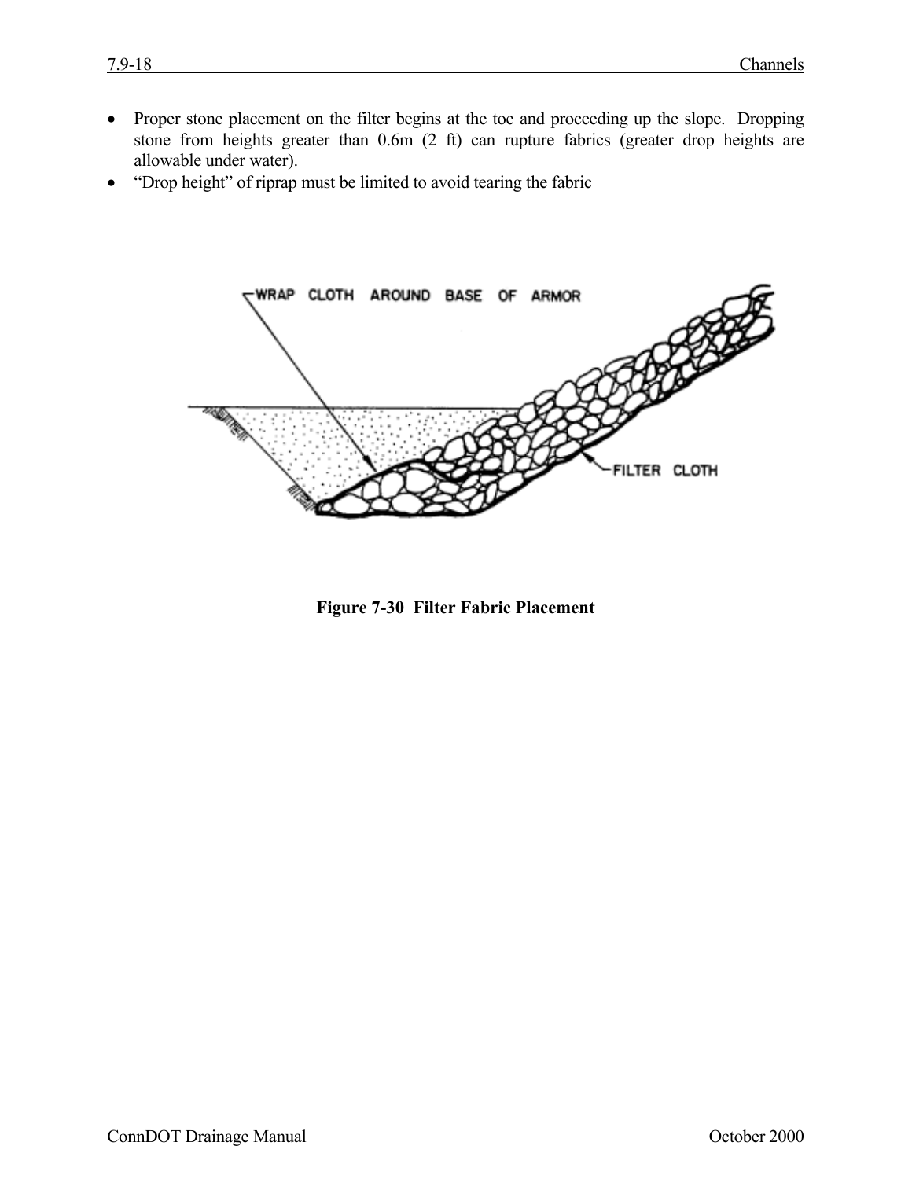- Proper stone placement on the filter begins at the toe and proceeding up the slope. Dropping stone from heights greater than 0.6m (2 ft) can rupture fabrics (greater drop heights are allowable under water).
- "Drop height" of riprap must be limited to avoid tearing the fabric

**Figure 7-30 Filter Fabric Placement**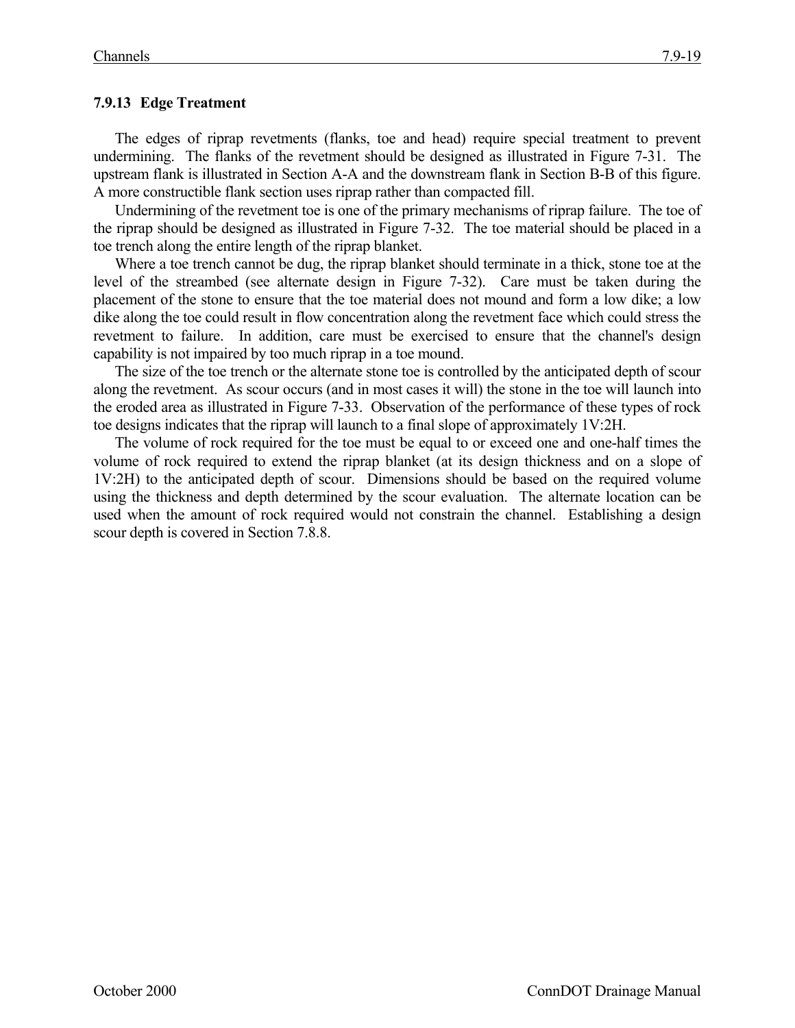### 7.9.13 Edge Treatment

The edges of riprap revetments (flanks, toe and head) require special treatment to prevent undermining. The flanks of the revetment should be designed as illustrated in Figure 7-31. The upstream flank is illustrated in Section A-A and the downstream flank in Section B-B of this figure. A more constructible flank section uses riprap rather than compacted fill.

Undermining of the revetment toe is one of the primary mechanisms of riprap failure. The toe of the riprap should be designed as illustrated in Figure 7-32. The toe material should be placed in a toe trench along the entire length of the riprap blanket.

Where a toe trench cannot be dug, the riprap blanket should terminate in a thick, stone toe at the level of the streambed (see alternate design in Figure 7-32). Care must be taken during the placement of the stone to ensure that the toe material does not mound and form a low dike; a low dike along the toe could result in flow concentration along the revetment face which could stress the revetment to failure. In addition, care must be exercised to ensure that the channel's design capability is not impaired by too much riprap in a toe mound.

The size of the toe trench or the alternate stone toe is controlled by the anticipated depth of scour along the revetment. As scour occurs (and in most cases it will) the stone in the toe will launch into the eroded area as illustrated in Figure 7-33. Observation of the performance of these types of rock toe designs indicates that the riprap will launch to a final slope of approximately 1V:2H.

The volume of rock required for the toe must be equal to or exceed one and one-half times the volume of rock required to extend the riprap blanket (at its design thickness and on a slope of 1V:2H) to the anticipated depth of scour. Dimensions should be based on the required volume using the thickness and depth determined by the scour evaluation. The alternate location can be used when the amount of rock required would not constrain the channel. Establishing a design scour depth is covered in Section 7.8.8.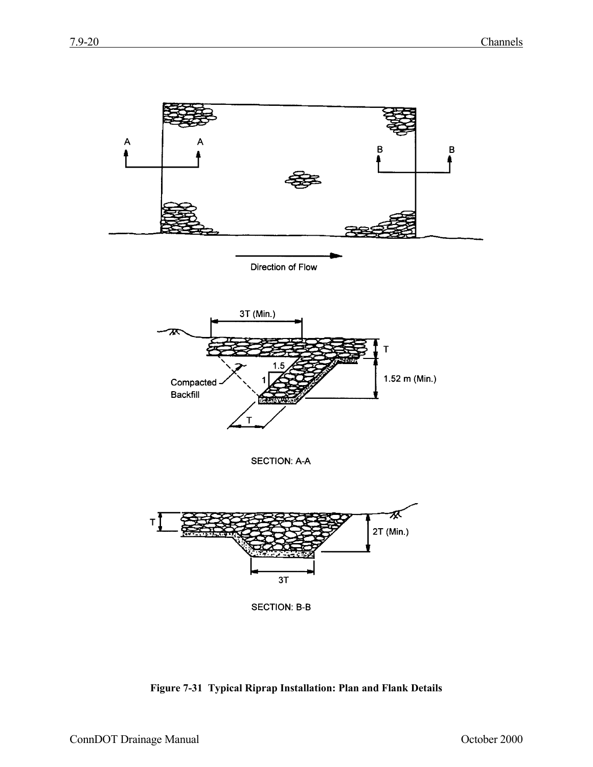**Figure 7-31 Typical Riprap Installation: Plan and Flank Details**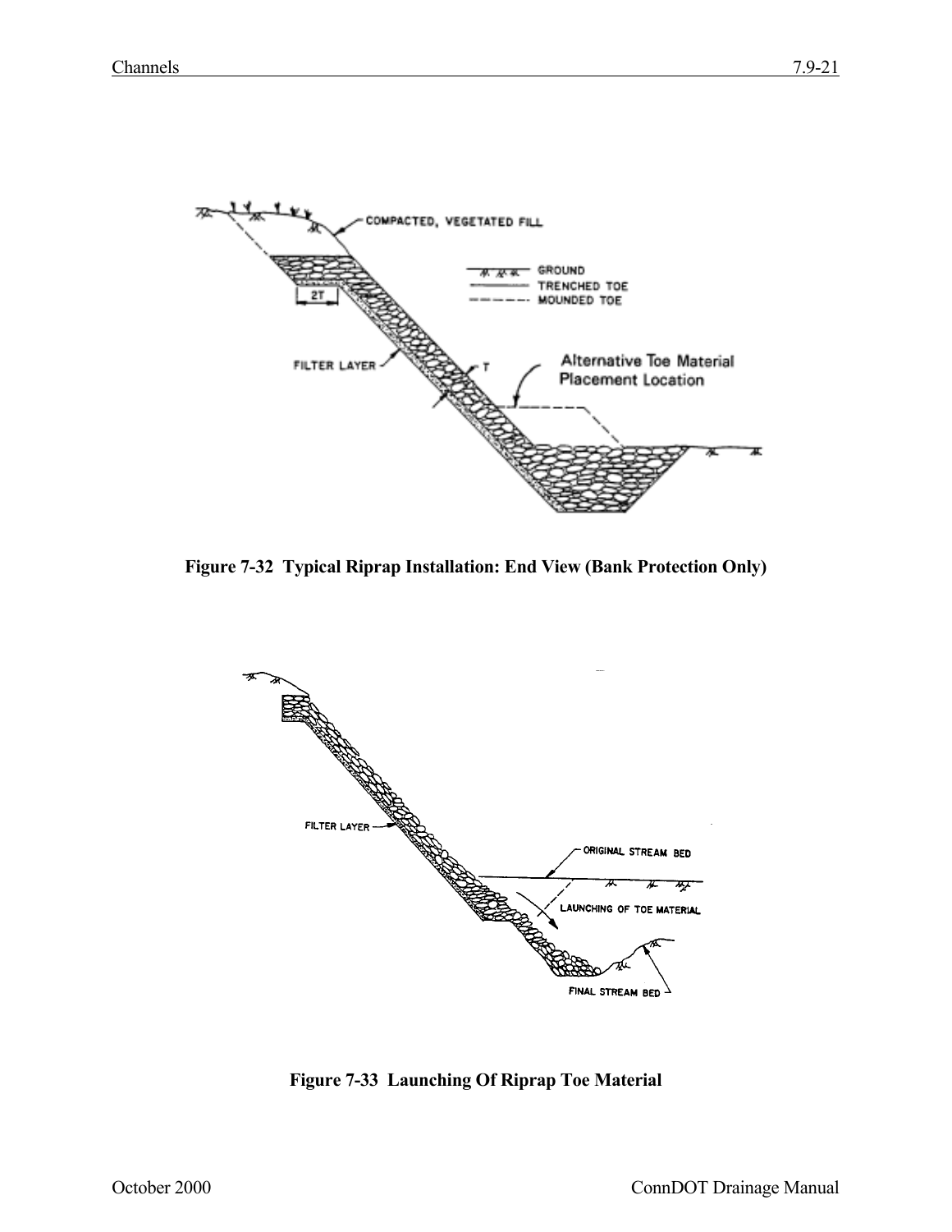**Figure 7-32 Typical Riprap Installation: End View (Bank Protection Only)**

**Figure 7-33 Launching Of Riprap Toe Material**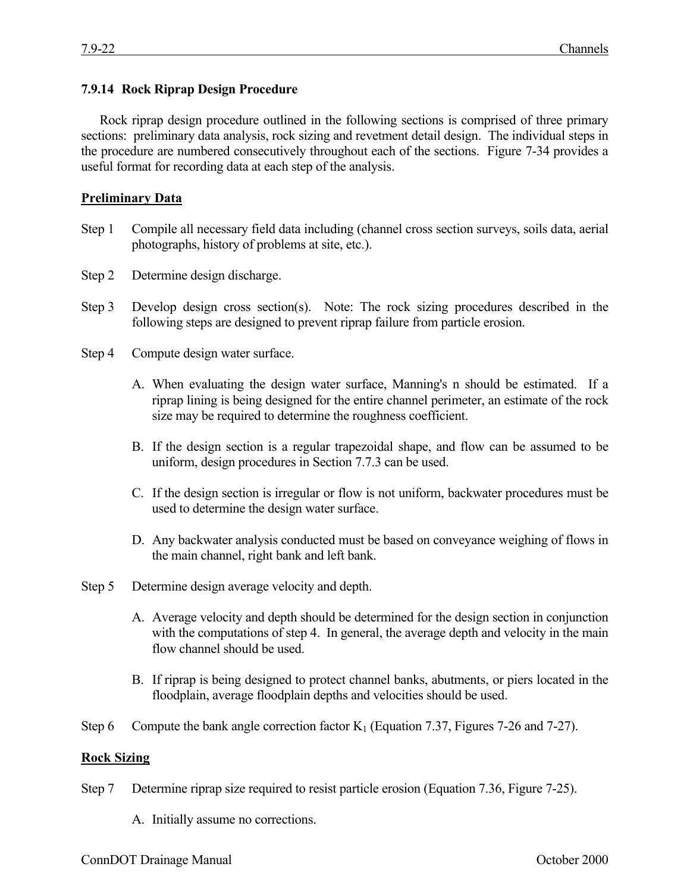### 7.9.14 Rock Riprap Design Procedure

Rock riprap design procedure outlined in the following sections is comprised of three primary sections: preliminary data analysis, rock sizing and revetment detail design. The individual steps in the procedure are numbered consecutively throughout each of the sections. Figure 7-34 provides a useful format for recording data at each step of the analysis.

**Preliminary Data**

Step 1 Compile all necessary field data including (channel cross section surveys, soils data, aerial photographs, history of problems at site, etc.).

Step 2 Determine design discharge.

Step 3 Develop design cross section(s). Note: The rock sizing procedures described in the following steps are designed to prevent riprap failure from particle erosion.

Step 4 Compute design water surface.

A. When evaluating the design water surface, Manning's n should be estimated. If a riprap lining is being designed for the entire channel perimeter, an estimate of the rock size may be required to determine the roughness coefficient.

B. If the design section is a regular trapezoidal shape, and flow can be assumed to be uniform, design procedures in Section 7.7.3 can be used.

C. If the design section is irregular or flow is not uniform, backwater procedures must be used to determine the design water surface.

D. Any backwater analysis conducted must be based on conveyance weighing of flows in the main channel, right bank and left bank.

Step 5 Determine design average velocity and depth.

A. Average velocity and depth should be determined for the design section in conjunction with the computations of step 4. In general, the average depth and velocity in the main flow channel should be used.

B. If riprap is being designed to protect channel banks, abutments, or piers located in the floodplain, average floodplain depths and velocities should be used.

Step 6 Compute the bank angle correction factor $K_1$ (Equation 7.37, Figures 7-26 and 7-27).

**Rock Sizing**

Step 7 Determine riprap size required to resist particle erosion (Equation 7.36, Figure 7-25).

A. Initially assume no corrections.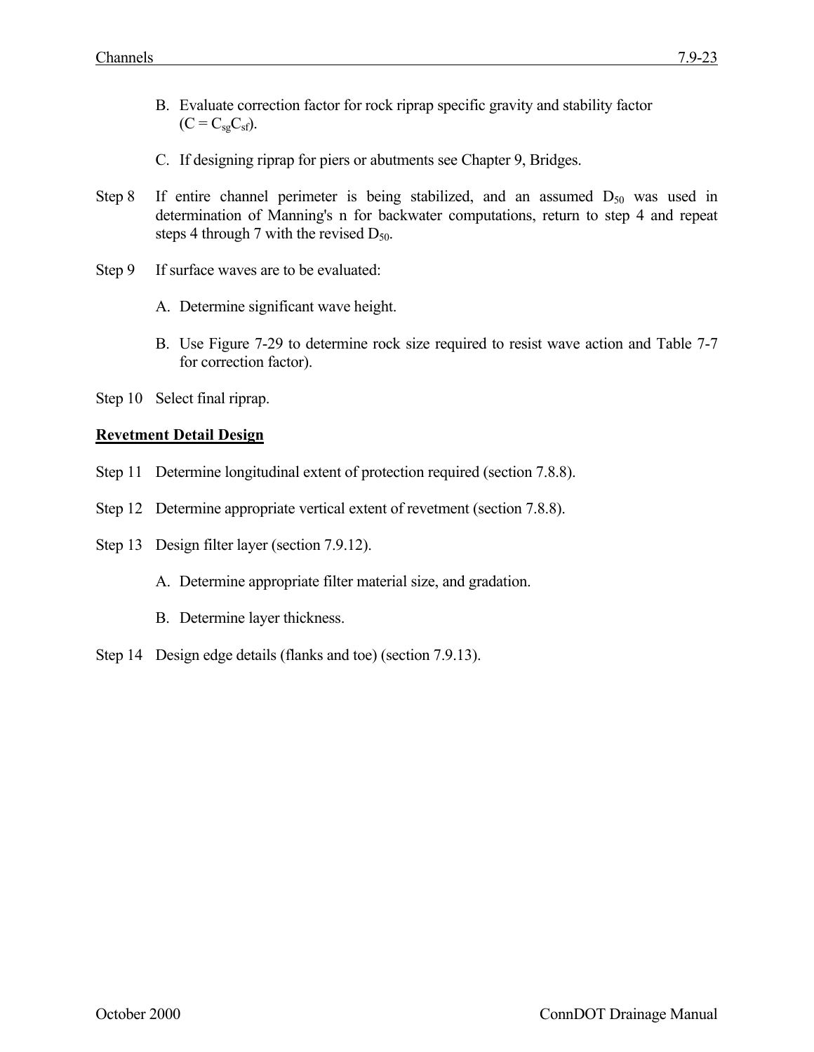B. Evaluate correction factor for rock riprap specific gravity and stability factor ($C = C_{sg}C_{sf}$).

C. If designing riprap for piers or abutments see Chapter 9, Bridges.

Step 8 If entire channel perimeter is being stabilized, and an assumed $D_{50}$ was used in determination of Manning's n for backwater computations, return to step 4 and repeat steps 4 through 7 with the revised $D_{50}$.

Step 9 If surface waves are to be evaluated:

A. Determine significant wave height.

B. Use Figure 7-29 to determine rock size required to resist wave action and Table 7-7 for correction factor).

Step 10 Select final riprap.

**Revetment Detail Design**

Step 11 Determine longitudinal extent of protection required (section 7.8.8).

Step 12 Determine appropriate vertical extent of revetment (section 7.8.8).

Step 13 Design filter layer (section 7.9.12).

A. Determine appropriate filter material size, and gradation.

B. Determine layer thickness.

Step 14 Design edge details (flanks and toe) (section 7.9.13).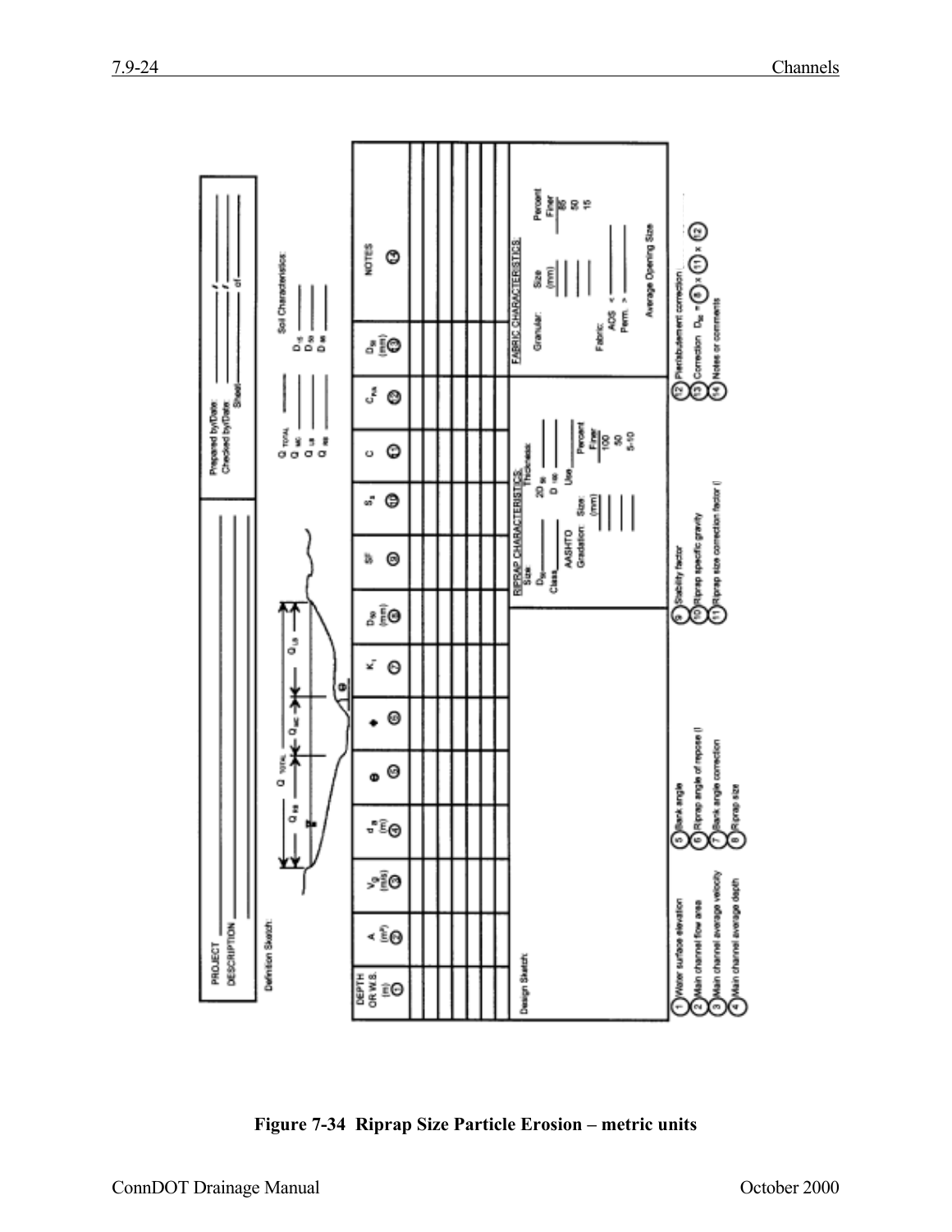PROJECT \_\_\_\_\_\_\_\_\_\_\_\_\_\_\_\_\_\_\_\_\_\_\_\_\_\_\_\_\_\_

DESCRIPTION \_\_\_\_\_\_\_\_\_\_\_\_\_\_\_\_\_\_\_\_\_\_\_\_\_\_

Prepared by/Date: \_\_\_\_\_\_\_\_\_\_\_\_ / \_\_\_\_\_\_

Checked by/Date: \_\_\_\_\_\_\_\_\_\_\_\_ / \_\_\_\_\_\_

Sheet \_\_\_\_\_\_ of \_\_\_\_\_\_

Definition Sketch:

$Q_{TOTAL}$, $Q_{RB}$, $Q_{MC}$, $Q_{LB}$, $\theta$

$Q_{TOTAL}$ \_\_\_\_\_\_

$Q_{MC}$ \_\_\_\_\_\_

$Q_{LB}$ \_\_\_\_\_\_

$Q_{RB}$ \_\_\_\_\_\_

Soil Characteristics:

$D_{15}$ \_\_\_\_\_\_

$D_{50}$ \_\_\_\_\_\_

$D_{85}$ \_\_\_\_\_\_

| DEPTH OR W.S. (m) ① | A (m²) ② | $V_{\emptyset}$ (m/s) ③ | $d_{\emptyset}$ (m) ④ | $\theta$ ⑤ | $\phi$ ⑥ | $K_1$ ⑦ | $D_{50}$ (mm) ⑧ | SF ⑨ | $S_s$ ⑩ | C ⑪ | $C_{PA}$ ⑫ | $D_{50}$ (mm) ⑬ | NOTES ⑭ |
|---|---|---|---|---|---|---|---|---|---|---|---|---|---|
| | | | | | | | | | | | | | |
| | | | | | | | | | | | | | |
| | | | | | | | | | | | | | |
| | | | | | | | | | | | | | |
| | | | | | | | | | | | | | |
| | | | | | | | | | | | | | |

Design Sketch:

**RIPRAP CHARACTERISTICS:**

Size
$D_{50}$ \_\_\_\_\_\_
Class \_\_\_\_\_\_

Thickness:
$2D_{50}$ \_\_\_\_\_\_
$D_{100}$ \_\_\_\_\_\_
Use \_\_\_\_\_\_

AASHTO Gradation:

| Size (mm) | Percent Finer |
|---|---|
| | 100 |
| | 50 |
| | 5-10 |

**FABRIC CHARACTERISTICS:**

Granular:

| Size (mm) | Percent Finer |
|---|---|
| | 85 |
| | 50 |
| | 15 |

Fabric:
AOS < \_\_\_\_\_\_
Perm. > \_\_\_\_\_\_
Average Opening Size

① Water surface elevation
② Main channel flow area
③ Main channel average velocity
④ Main channel average depth
⑤ Bank angle
⑥ Riprap angle of repose ($\phi$)
⑦ Bank angle correction
⑧ Riprap size
⑨ Stability factor
⑩ Riprap specific gravity
⑪ Riprap size correction factor ( )
⑫ Pier/abutment correction
⑬ Correction $D_{50}$ = ⑧ × ⑪ × ⑫
⑭ Notes or comments

**Figure 7-34 Riprap Size Particle Erosion – metric units**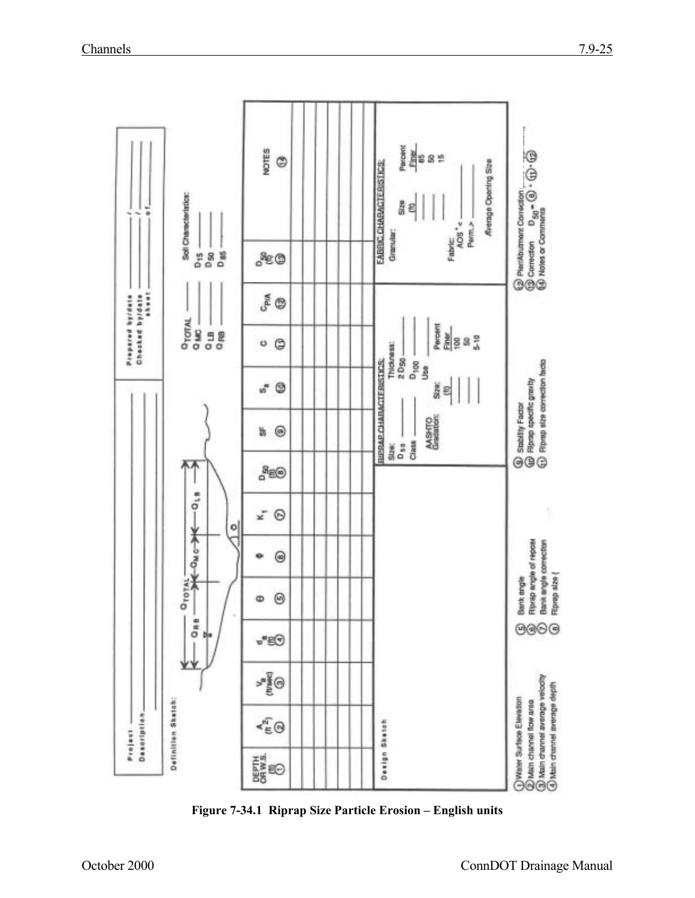Project ______________________

Description ______________________

Prepared by/date ______________ /

Checked by/date ______________ /

sheet ______ of ______

Definition Sketch:

$Q_{TOTAL}$, $Q_{RB}$, $Q_{MC}$, $Q_{LB}$

$Q_{TOTAL}$ ______

$Q_{MC}$ ______

$Q_{LB}$ ______

$Q_{RB}$ ______

Soil Characteristics:

$D_{15}$ ______

$D_{50}$ ______

$D_{85}$ ______

| DEPTH OR W.S. (ft) ① | A (ft²) ② | $V_a$ (ft/sec) ③ | $d_a$ (ft) ④ | θ ⑤ | φ ⑥ | $K_1$ ⑦ | $D_{50}$ (ft) ⑧ | SF ⑨ | $S_s$ ⑩ | C ⑪ | $C_{P/A}$ ⑫ | $D_{50}$ (ft) ⑬ | NOTES ⑭ |
|---|---|---|---|---|---|---|---|---|---|---|---|---|---|
| | | | | | | | | | | | | | |
| | | | | | | | | | | | | | |
| | | | | | | | | | | | | | |
| | | | | | | | | | | | | | |
| | | | | | | | | | | | | | |
| | | | | | | | | | | | | | |

Design Sketch

RIPRAP CHARACTERISTICS:

Size:

$D_{50}$ ______

Class ______

Thickness:

$2D_{50}$ ______

$D_{100}$ ______

Use ______

AASHTO Gradation:

| Size (ft) | Percent Finer |
|---|---|
| | 100 |
| | 50 |
| | 5-10 |

FABRIC CHARACTERISTICS:

Granular:

| Size (ft) | Percent Finer |
|---|---|
| | 85 |
| | 50 |
| | 15 |

Fabric:

AOS* < ______

Perm.> ______

*Average Opening Size

① Water Surface Elevation
② Main channel flow area
③ Main channel average velocity
④ Main channel average depth
⑤ Bank angle
⑥ Riprap angle of repose
⑦ Bank angle correction
⑧ Riprap size (
⑨ Stability Factor
⑩ Riprap specific gravity
⑪ Riprap size correction facto
⑫ Pier/Abutment Correction
⑬ Correction $D_{50}$ = ⑧ · ⑪ · ⑫
⑭ Notes or Comments

**Figure 7-34.1 Riprap Size Particle Erosion – English units**